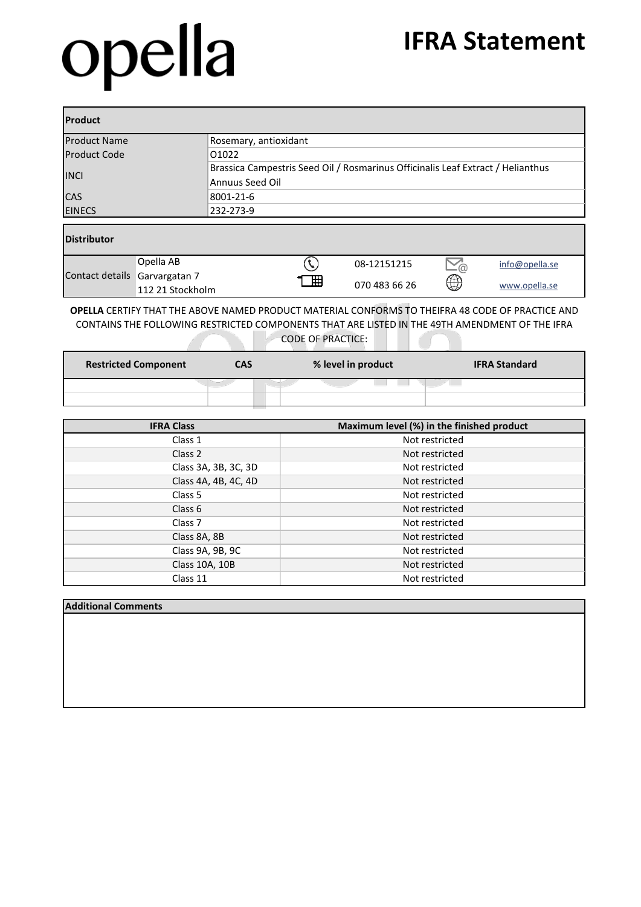# opella

# IFRA Statement

| Product | |
|---|---|
| Product Name | Rosemary, antioxidant |
| Product Code | O1022 |
| INCI | Brassica Campestris Seed Oil / Rosmarinus Officinalis Leaf Extract / Helianthus Annuus Seed Oil |
| CAS | 8001-21-6 |
| EINECS | 232-273-9 |

| Distributor | | | |
|---|---|---|---|
| Contact details | Opella AB<br>Garvargatan 7<br>112 21 Stockholm | 08-12151215<br>070 483 66 26 | info@opella.se<br>www.opella.se |

**OPELLA** CERTIFY THAT THE ABOVE NAMED PRODUCT MATERIAL CONFORMS TO THEIFRA 48 CODE OF PRACTICE AND CONTAINS THE FOLLOWING RESTRICTED COMPONENTS THAT ARE LISTED IN THE 49TH AMENDMENT OF THE IFRA CODE OF PRACTICE:

| Restricted Component | CAS | % level in product | IFRA Standard |
|---|---|---|---|
| | | | |
| | | | |

| IFRA Class | Maximum level (%) in the finished product |
|---|---|
| Class 1 | Not restricted |
| Class 2 | Not restricted |
| Class 3A, 3B, 3C, 3D | Not restricted |
| Class 4A, 4B, 4C, 4D | Not restricted |
| Class 5 | Not restricted |
| Class 6 | Not restricted |
| Class 7 | Not restricted |
| Class 8A, 8B | Not restricted |
| Class 9A, 9B, 9C | Not restricted |
| Class 10A, 10B | Not restricted |
| Class 11 | Not restricted |

**Additional Comments**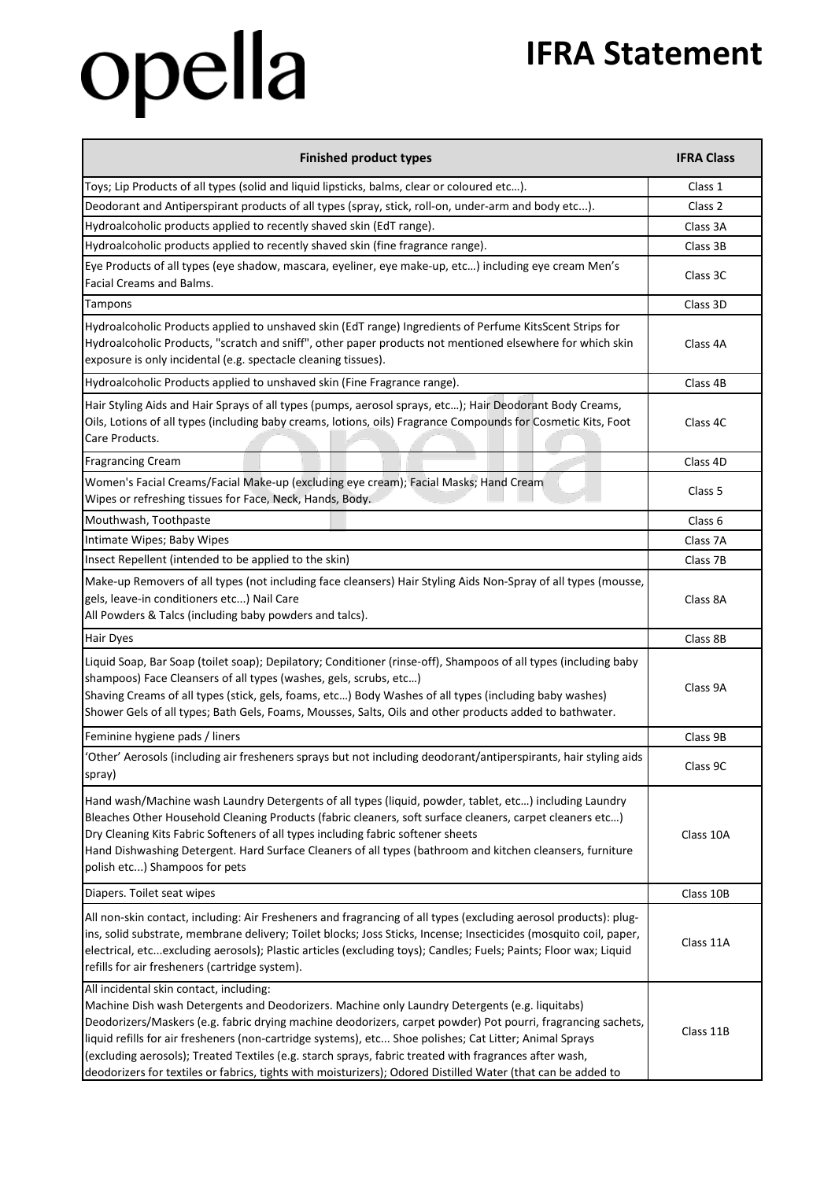# opella

# IFRA Statement

| Finished product types | IFRA Class |
|---|---|
| Toys; Lip Products of all types (solid and liquid lipsticks, balms, clear or coloured etc…). | Class 1 |
| Deodorant and Antiperspirant products of all types (spray, stick, roll-on, under-arm and body etc...). | Class 2 |
| Hydroalcoholic products applied to recently shaved skin (EdT range). | Class 3A |
| Hydroalcoholic products applied to recently shaved skin (fine fragrance range). | Class 3B |
| Eye Products of all types (eye shadow, mascara, eyeliner, eye make-up, etc…) including eye cream Men's Facial Creams and Balms. | Class 3C |
| Tampons | Class 3D |
| Hydroalcoholic Products applied to unshaved skin (EdT range) Ingredients of Perfume KitsScent Strips for Hydroalcoholic Products, "scratch and sniff", other paper products not mentioned elsewhere for which skin exposure is only incidental (e.g. spectacle cleaning tissues). | Class 4A |
| Hydroalcoholic Products applied to unshaved skin (Fine Fragrance range). | Class 4B |
| Hair Styling Aids and Hair Sprays of all types (pumps, aerosol sprays, etc…); Hair Deodorant Body Creams, Oils, Lotions of all types (including baby creams, lotions, oils) Fragrance Compounds for Cosmetic Kits, Foot Care Products. | Class 4C |
| Fragrancing Cream | Class 4D |
| Women's Facial Creams/Facial Make-up (excluding eye cream); Facial Masks; Hand Cream Wipes or refreshing tissues for Face, Neck, Hands, Body. | Class 5 |
| Mouthwash, Toothpaste | Class 6 |
| Intimate Wipes; Baby Wipes | Class 7A |
| Insect Repellent (intended to be applied to the skin) | Class 7B |
| Make-up Removers of all types (not including face cleansers) Hair Styling Aids Non-Spray of all types (mousse, gels, leave-in conditioners etc...) Nail Care All Powders & Talcs (including baby powders and talcs). | Class 8A |
| Hair Dyes | Class 8B |
| Liquid Soap, Bar Soap (toilet soap); Depilatory; Conditioner (rinse-off), Shampoos of all types (including baby shampoos) Face Cleansers of all types (washes, gels, scrubs, etc…) Shaving Creams of all types (stick, gels, foams, etc…) Body Washes of all types (including baby washes) Shower Gels of all types; Bath Gels, Foams, Mousses, Salts, Oils and other products added to bathwater. | Class 9A |
| Feminine hygiene pads / liners | Class 9B |
| 'Other' Aerosols (including air fresheners sprays but not including deodorant/antiperspirants, hair styling aids spray) | Class 9C |
| Hand wash/Machine wash Laundry Detergents of all types (liquid, powder, tablet, etc…) including Laundry Bleaches Other Household Cleaning Products (fabric cleaners, soft surface cleaners, carpet cleaners etc…) Dry Cleaning Kits Fabric Softeners of all types including fabric softener sheets Hand Dishwashing Detergent. Hard Surface Cleaners of all types (bathroom and kitchen cleansers, furniture polish etc...) Shampoos for pets | Class 10A |
| Diapers. Toilet seat wipes | Class 10B |
| All non-skin contact, including: Air Fresheners and fragrancing of all types (excluding aerosol products): plug-ins, solid substrate, membrane delivery; Toilet blocks; Joss Sticks, Incense; Insecticides (mosquito coil, paper, electrical, etc...excluding aerosols); Plastic articles (excluding toys); Candles; Fuels; Paints; Floor wax; Liquid refills for air fresheners (cartridge system). | Class 11A |
| All incidental skin contact, including: Machine Dish wash Detergents and Deodorizers. Machine only Laundry Detergents (e.g. liquitabs) Deodorizers/Maskers (e.g. fabric drying machine deodorizers, carpet powder) Pot pourri, fragrancing sachets, liquid refills for air fresheners (non-cartridge systems), etc... Shoe polishes; Cat Litter; Animal Sprays (excluding aerosols); Treated Textiles (e.g. starch sprays, fabric treated with fragrances after wash, deodorizers for textiles or fabrics, tights with moisturizers); Odored Distilled Water (that can be added to | Class 11B |